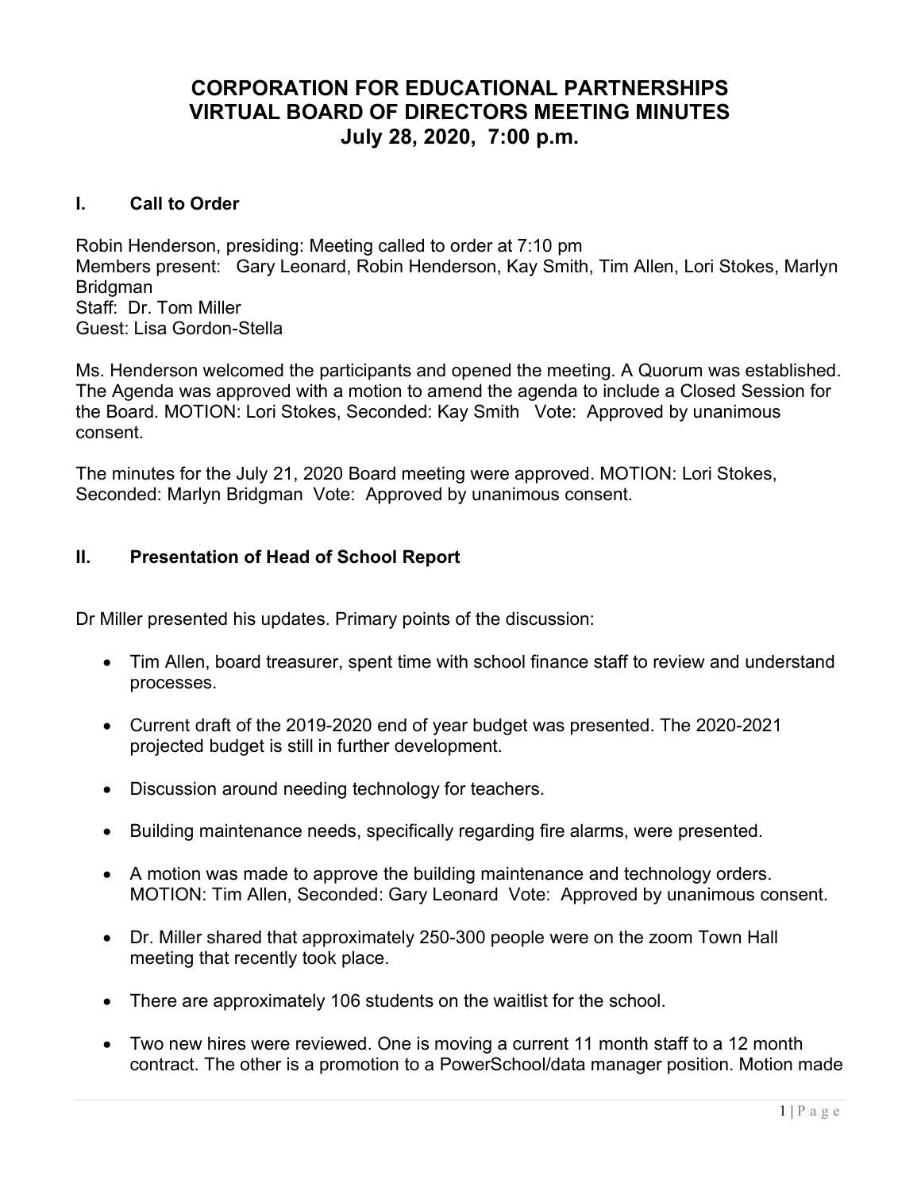# CORPORATION FOR EDUCATIONAL PARTNERSHIPS
# VIRTUAL BOARD OF DIRECTORS MEETING MINUTES
# July 28, 2020, 7:00 p.m.

## I. Call to Order

Robin Henderson, presiding: Meeting called to order at 7:10 pm
Members present: Gary Leonard, Robin Henderson, Kay Smith, Tim Allen, Lori Stokes, Marlyn Bridgman
Staff: Dr. Tom Miller
Guest: Lisa Gordon-Stella

Ms. Henderson welcomed the participants and opened the meeting. A Quorum was established. The Agenda was approved with a motion to amend the agenda to include a Closed Session for the Board. MOTION: Lori Stokes, Seconded: Kay Smith Vote: Approved by unanimous consent.

The minutes for the July 21, 2020 Board meeting were approved. MOTION: Lori Stokes, Seconded: Marlyn Bridgman Vote: Approved by unanimous consent.

## II. Presentation of Head of School Report

Dr Miller presented his updates. Primary points of the discussion:

- Tim Allen, board treasurer, spent time with school finance staff to review and understand processes.
- Current draft of the 2019-2020 end of year budget was presented. The 2020-2021 projected budget is still in further development.
- Discussion around needing technology for teachers.
- Building maintenance needs, specifically regarding fire alarms, were presented.
- A motion was made to approve the building maintenance and technology orders. MOTION: Tim Allen, Seconded: Gary Leonard Vote: Approved by unanimous consent.
- Dr. Miller shared that approximately 250-300 people were on the zoom Town Hall meeting that recently took place.
- There are approximately 106 students on the waitlist for the school.
- Two new hires were reviewed. One is moving a current 11 month staff to a 12 month contract. The other is a promotion to a PowerSchool/data manager position. Motion made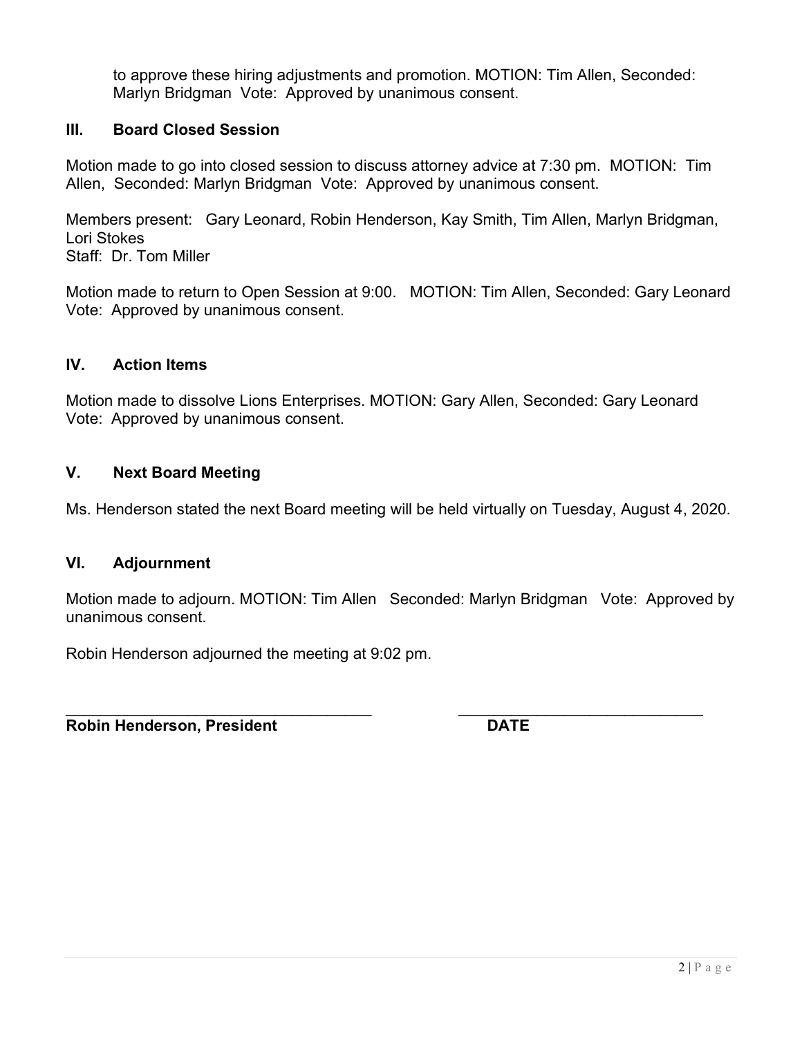to approve these hiring adjustments and promotion. MOTION: Tim Allen, Seconded: Marlyn Bridgman Vote: Approved by unanimous consent.

## III. Board Closed Session

Motion made to go into closed session to discuss attorney advice at 7:30 pm. MOTION: Tim Allen, Seconded: Marlyn Bridgman Vote: Approved by unanimous consent.

Members present: Gary Leonard, Robin Henderson, Kay Smith, Tim Allen, Marlyn Bridgman, Lori Stokes
Staff: Dr. Tom Miller

Motion made to return to Open Session at 9:00. MOTION: Tim Allen, Seconded: Gary Leonard Vote: Approved by unanimous consent.

## IV. Action Items

Motion made to dissolve Lions Enterprises. MOTION: Gary Allen, Seconded: Gary Leonard Vote: Approved by unanimous consent.

## V. Next Board Meeting

Ms. Henderson stated the next Board meeting will be held virtually on Tuesday, August 4, 2020.

## VI. Adjournment

Motion made to adjourn. MOTION: Tim Allen Seconded: Marlyn Bridgman Vote: Approved by unanimous consent.

Robin Henderson adjourned the meeting at 9:02 pm.

\_\_\_\_\_\_\_\_\_\_\_\_\_\_\_\_\_\_\_\_\_\_\_\_\_\_\_\_\_\_\_\_\_\_\_ \_\_\_\_\_\_\_\_\_\_\_\_\_\_\_\_\_\_\_\_\_\_\_\_\_\_\_\_

**Robin Henderson, President** **DATE**